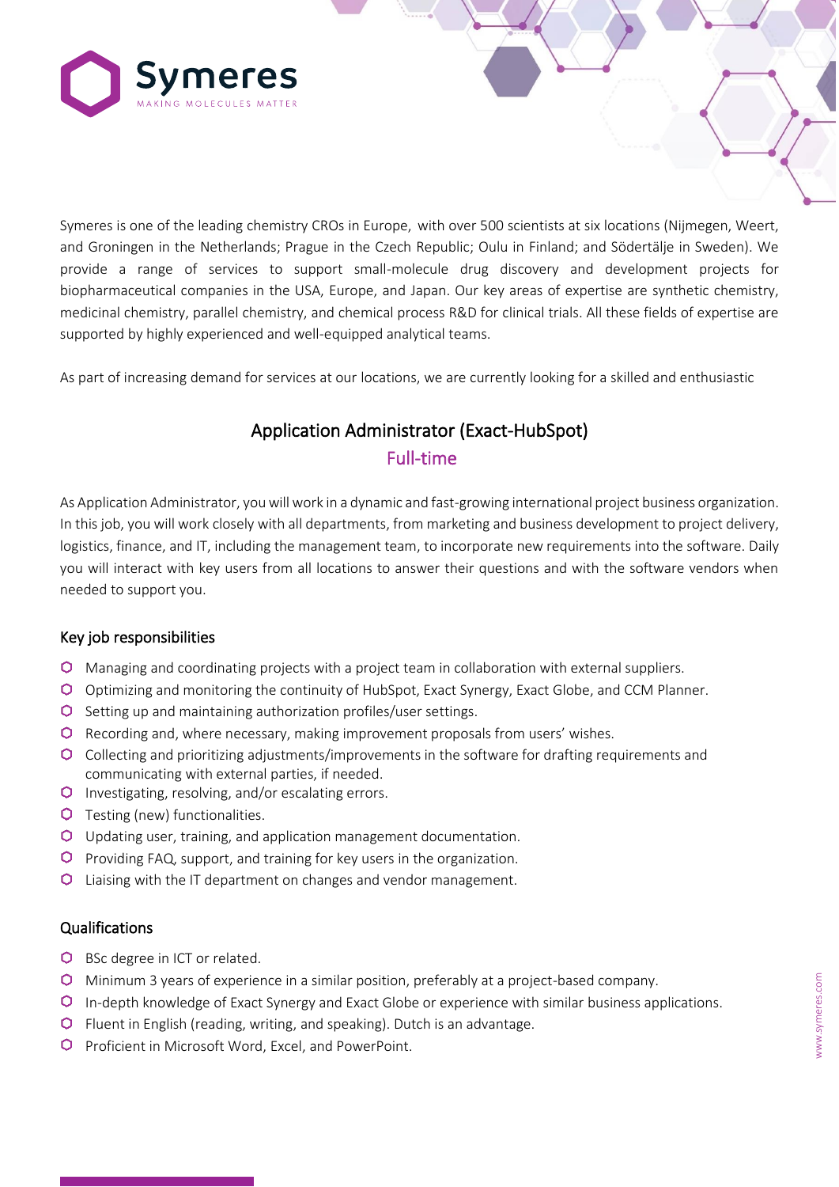# Symeres

MAKING MOLECULES MATTER

Symeres is one of the leading chemistry CROs in Europe, with over 500 scientists at six locations (Nijmegen, Weert, and Groningen in the Netherlands; Prague in the Czech Republic; Oulu in Finland; and Södertälje in Sweden). We provide a range of services to support small-molecule drug discovery and development projects for biopharmaceutical companies in the USA, Europe, and Japan. Our key areas of expertise are synthetic chemistry, medicinal chemistry, parallel chemistry, and chemical process R&D for clinical trials. All these fields of expertise are supported by highly experienced and well-equipped analytical teams.

As part of increasing demand for services at our locations, we are currently looking for a skilled and enthusiastic

## Application Administrator (Exact-HubSpot)

### Full-time

As Application Administrator, you will work in a dynamic and fast-growing international project business organization. In this job, you will work closely with all departments, from marketing and business development to project delivery, logistics, finance, and IT, including the management team, to incorporate new requirements into the software. Daily you will interact with key users from all locations to answer their questions and with the software vendors when needed to support you.

### Key job responsibilities

- Managing and coordinating projects with a project team in collaboration with external suppliers.
- Optimizing and monitoring the continuity of HubSpot, Exact Synergy, Exact Globe, and CCM Planner.
- Setting up and maintaining authorization profiles/user settings.
- Recording and, where necessary, making improvement proposals from users' wishes.
- Collecting and prioritizing adjustments/improvements in the software for drafting requirements and communicating with external parties, if needed.
- Investigating, resolving, and/or escalating errors.
- Testing (new) functionalities.
- Updating user, training, and application management documentation.
- Providing FAQ, support, and training for key users in the organization.
- Liaising with the IT department on changes and vendor management.

### Qualifications

- BSc degree in ICT or related.
- Minimum 3 years of experience in a similar position, preferably at a project-based company.
- In-depth knowledge of Exact Synergy and Exact Globe or experience with similar business applications.
- Fluent in English (reading, writing, and speaking). Dutch is an advantage.
- Proficient in Microsoft Word, Excel, and PowerPoint.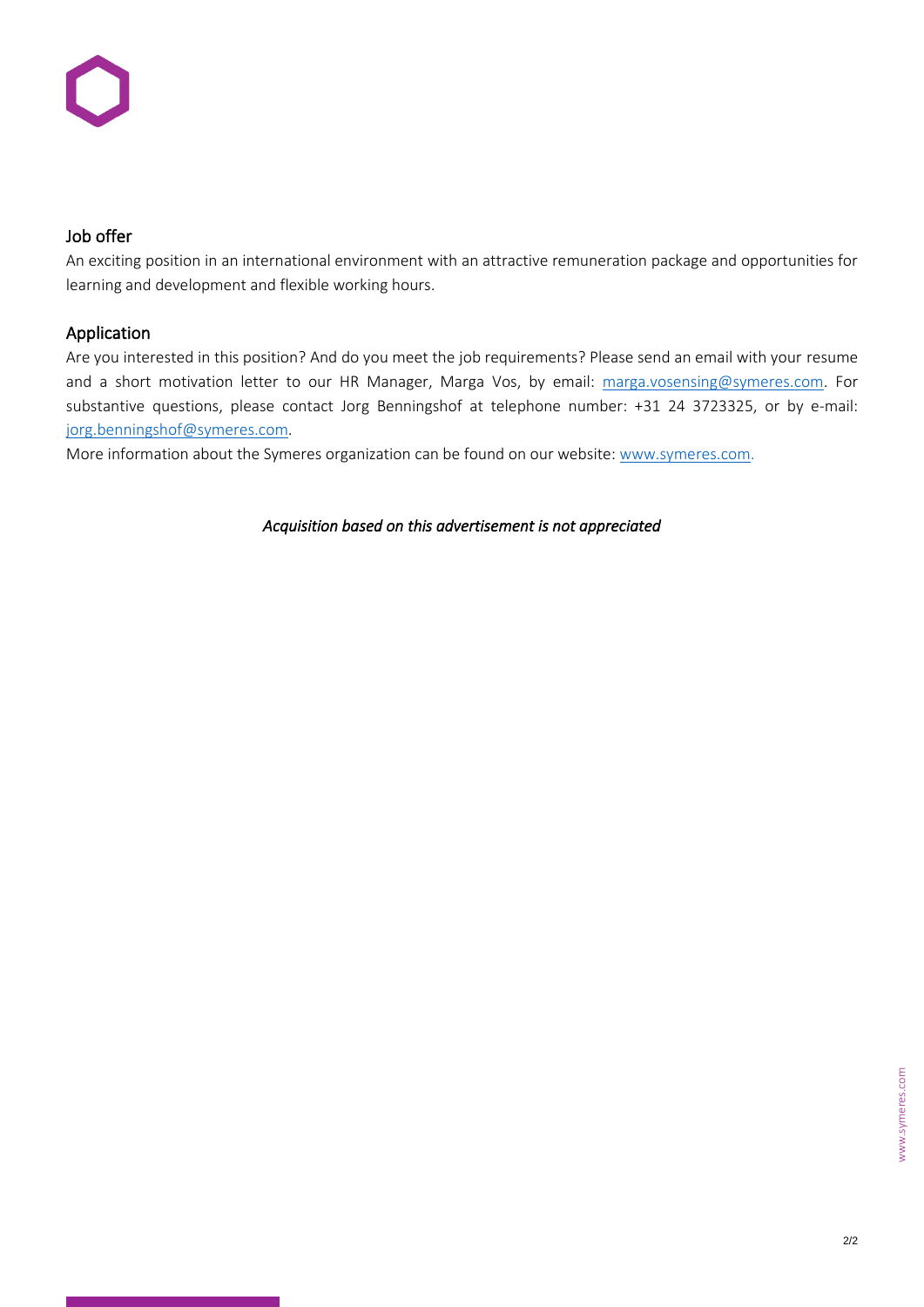## Job offer

An exciting position in an international environment with an attractive remuneration package and opportunities for learning and development and flexible working hours.

## Application

Are you interested in this position? And do you meet the job requirements? Please send an email with your resume and a short motivation letter to our HR Manager, Marga Vos, by email: marga.vosensing@symeres.com. For substantive questions, please contact Jorg Benningshof at telephone number: +31 24 3723325, or by e-mail: jorg.benningshof@symeres.com.

More information about the Symeres organization can be found on our website: www.symeres.com.

*Acquisition based on this advertisement is not appreciated*